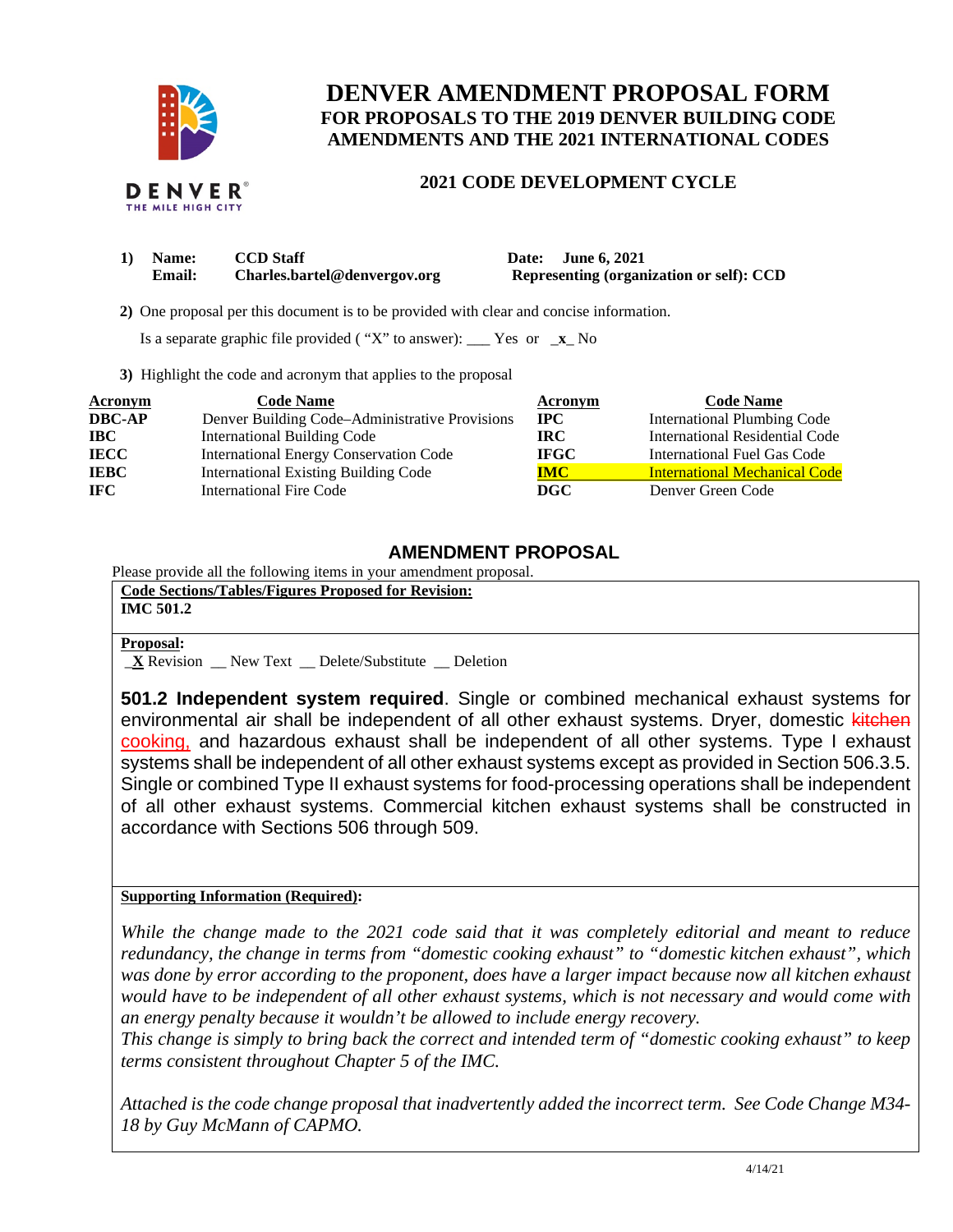# DENVER AMENDMENT PROPOSAL FORM

## FOR PROPOSALS TO THE 2019 DENVER BUILDING CODE AMENDMENTS AND THE 2021 INTERNATIONAL CODES

### 2021 CODE DEVELOPMENT CYCLE

**1) Name:** **CCD Staff** **Date: June 6, 2021**
**Email:** **Charles.bartel@denvergov.org** **Representing (organization or self): CCD**

**2)** One proposal per this document is to be provided with clear and concise information.

Is a separate graphic file provided ( "X" to answer): ___ Yes or _x_ No

**3)** Highlight the code and acronym that applies to the proposal

| Acronym | Code Name | Acronym | Code Name |
|---|---|---|---|
| **DBC-AP** | Denver Building Code–Administrative Provisions | **IPC** | International Plumbing Code |
| **IBC** | International Building Code | **IRC** | International Residential Code |
| **IECC** | International Energy Conservation Code | **IFGC** | International Fuel Gas Code |
| **IEBC** | International Existing Building Code | **IMC** | International Mechanical Code |
| **IFC** | International Fire Code | **DGC** | Denver Green Code |

## AMENDMENT PROPOSAL

Please provide all the following items in your amendment proposal.

**Code Sections/Tables/Figures Proposed for Revision:**
**IMC 501.2**

**Proposal:**
_X Revision __ New Text __ Delete/Substitute __ Deletion

**501.2 Independent system required**. Single or combined mechanical exhaust systems for environmental air shall be independent of all other exhaust systems. Dryer, domestic ~~kitchen~~ cooking, and hazardous exhaust shall be independent of all other systems. Type I exhaust systems shall be independent of all other exhaust systems except as provided in Section 506.3.5. Single or combined Type II exhaust systems for food-processing operations shall be independent of all other exhaust systems. Commercial kitchen exhaust systems shall be constructed in accordance with Sections 506 through 509.

**Supporting Information (Required):**

*While the change made to the 2021 code said that it was completely editorial and meant to reduce redundancy, the change in terms from "domestic cooking exhaust" to "domestic kitchen exhaust", which was done by error according to the proponent, does have a larger impact because now all kitchen exhaust would have to be independent of all other exhaust systems, which is not necessary and would come with an energy penalty because it wouldn't be allowed to include energy recovery.*
*This change is simply to bring back the correct and intended term of "domestic cooking exhaust" to keep terms consistent throughout Chapter 5 of the IMC.*

*Attached is the code change proposal that inadvertently added the incorrect term. See Code Change M34-18 by Guy McMann of CAPMO.*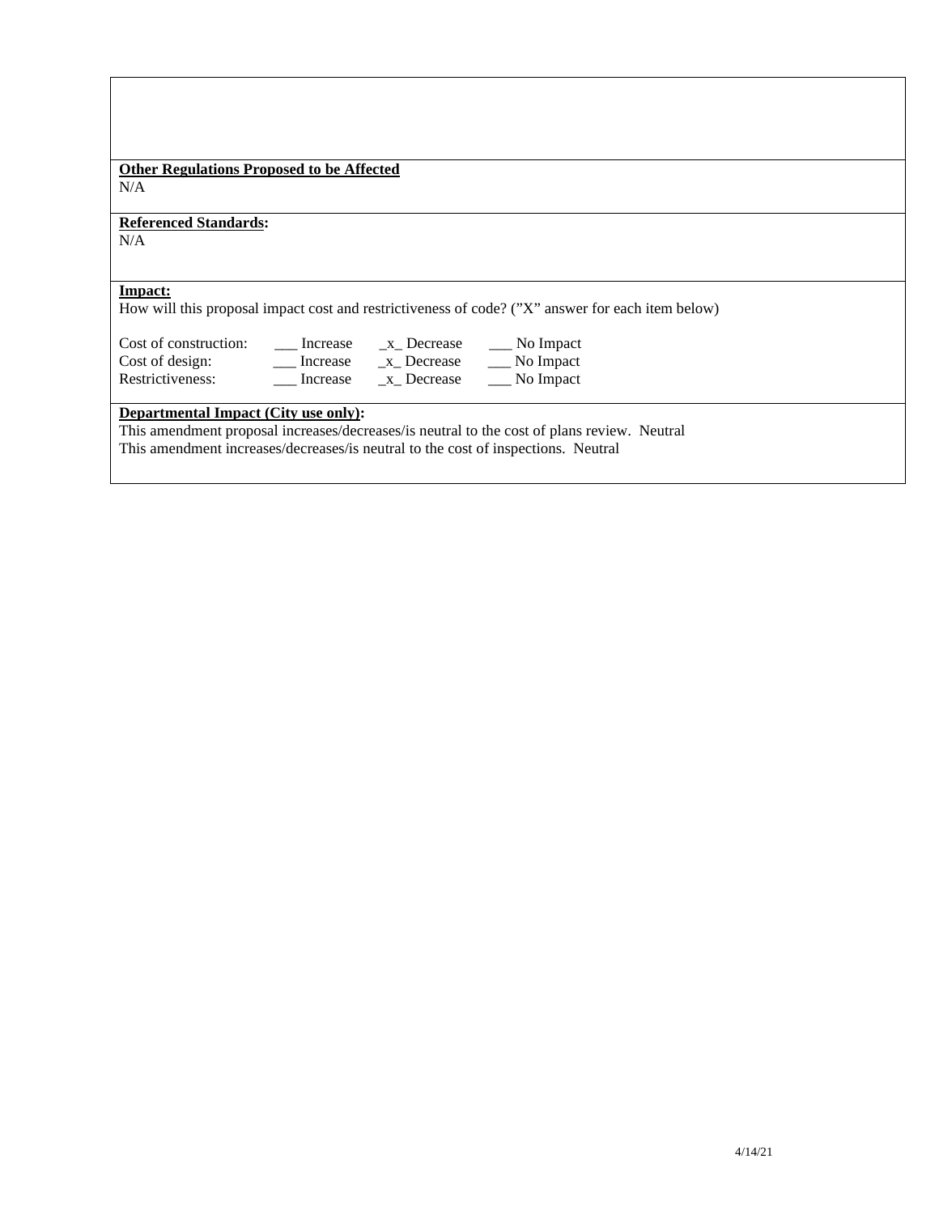**Other Regulations Proposed to be Affected**

N/A

**Referenced Standards:**

N/A

**Impact:**

How will this proposal impact cost and restrictiveness of code? (”X” answer for each item below)

| | | | |
|---|---|---|---|
| Cost of construction: | ___ Increase | _x_ Decrease | ___ No Impact |
| Cost of design: | ___ Increase | _x_ Decrease | ___ No Impact |
| Restrictiveness: | ___ Increase | _x_ Decrease | ___ No Impact |

**Departmental Impact (City use only):**

This amendment proposal increases/decreases/is neutral to the cost of plans review. Neutral

This amendment increases/decreases/is neutral to the cost of inspections. Neutral